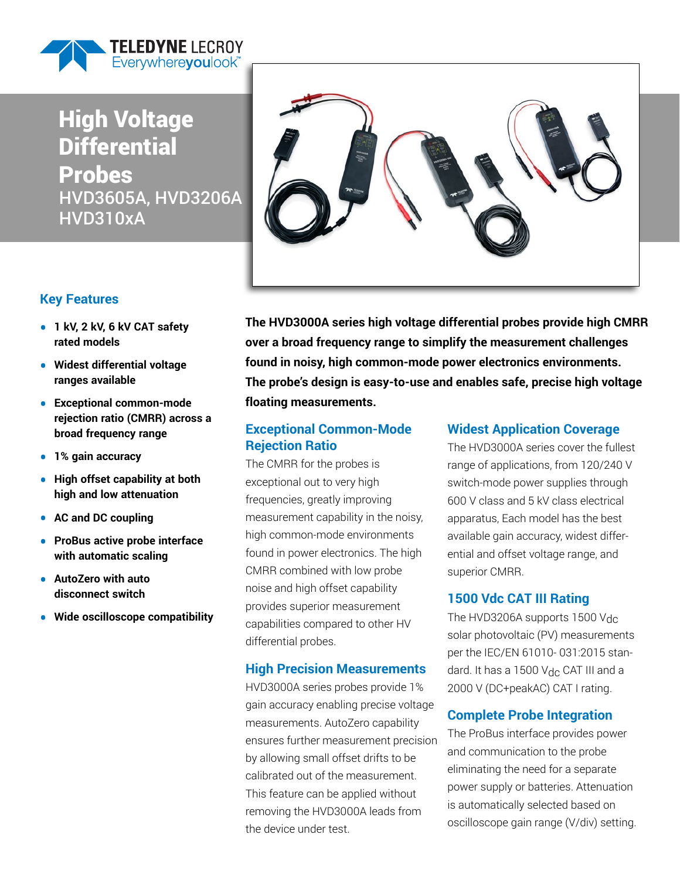# High Voltage Differential Probes

HVD3605A, HVD3206A
HVD310xA

## Key Features

- **1 kV, 2 kV, 6 kV CAT safety rated models**
- **Widest differential voltage ranges available**
- **Exceptional common-mode rejection ratio (CMRR) across a broad frequency range**
- **1% gain accuracy**
- **High offset capability at both high and low attenuation**
- **AC and DC coupling**
- **ProBus active probe interface with automatic scaling**
- **AutoZero with auto disconnect switch**
- **Wide oscilloscope compatibility**

**The HVD3000A series high voltage differential probes provide high CMRR over a broad frequency range to simplify the measurement challenges found in noisy, high common-mode power electronics environments. The probe's design is easy-to-use and enables safe, precise high voltage floating measurements.**

### Exceptional Common-Mode Rejection Ratio

The CMRR for the probes is exceptional out to very high frequencies, greatly improving measurement capability in the noisy, high common-mode environments found in power electronics. The high CMRR combined with low probe noise and high offset capability provides superior measurement capabilities compared to other HV differential probes.

### High Precision Measurements

HVD3000A series probes provide 1% gain accuracy enabling precise voltage measurements. AutoZero capability ensures further measurement precision by allowing small offset drifts to be calibrated out of the measurement. This feature can be applied without removing the HVD3000A leads from the device under test.

### Widest Application Coverage

The HVD3000A series cover the fullest range of applications, from 120/240 V switch-mode power supplies through 600 V class and 5 kV class electrical apparatus, Each model has the best available gain accuracy, widest differential and offset voltage range, and superior CMRR.

### 1500 Vdc CAT III Rating

The HVD3206A supports 1500 $V_{DC}$ solar photovoltaic (PV) measurements per the IEC/EN 61010- 031:2015 standard. It has a 1500 $V_{DC}$ CAT III and a 2000 V (DC+peakAC) CAT I rating.

### Complete Probe Integration

The ProBus interface provides power and communication to the probe eliminating the need for a separate power supply or batteries. Attenuation is automatically selected based on oscilloscope gain range (V/div) setting.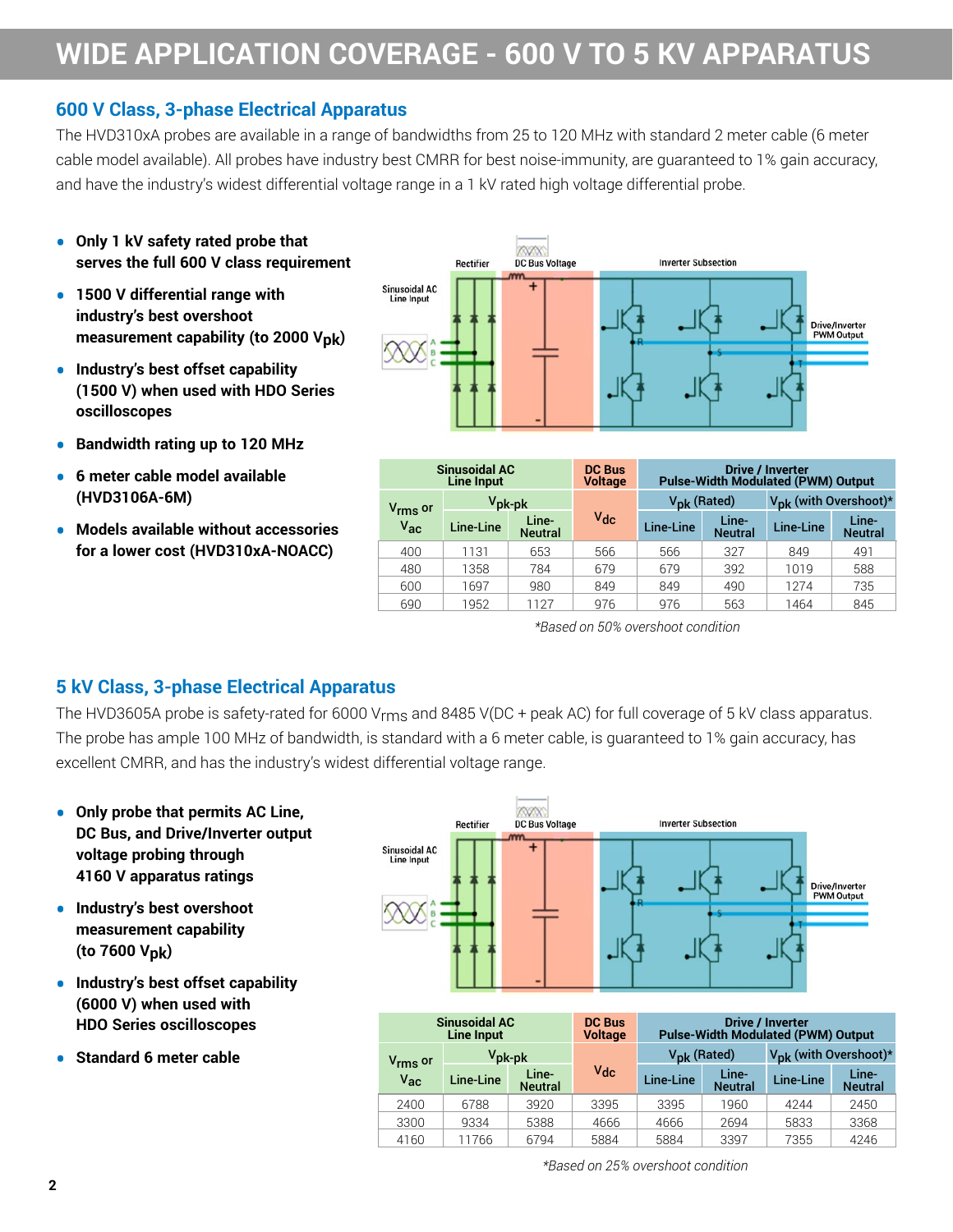# WIDE APPLICATION COVERAGE - 600 V TO 5 KV APPARATUS

## 600 V Class, 3-phase Electrical Apparatus

The HVD310xA probes are available in a range of bandwidths from 25 to 120 MHz with standard 2 meter cable (6 meter cable model available). All probes have industry best CMRR for best noise-immunity, are guaranteed to 1% gain accuracy, and have the industry's widest differential voltage range in a 1 kV rated high voltage differential probe.

- **Only 1 kV safety rated probe that serves the full 600 V class requirement**
- **1500 V differential range with industry's best overshoot measurement capability (to 2000 $V_{pk}$)**
- **Industry's best offset capability (1500 V) when used with HDO Series oscilloscopes**
- **Bandwidth rating up to 120 MHz**
- **6 meter cable model available (HVD3106A-6M)**
- **Models available without accessories for a lower cost (HVD310xA-NOACC)**

| Sinusoidal AC Line Input | | | DC Bus Voltage | Drive / Inverter Pulse-Width Modulated (PWM) Output | | | |
|---|---|---|---|---|---|---|---|
| $V_{rms}$ or $V_{ac}$ | $V_{pk\text{-}pk}$ | | $V_{dc}$ | $V_{pk}$ (Rated) | | $V_{pk}$ (with Overshoot)* | |
| | Line-Line | Line-Neutral | | Line-Line | Line-Neutral | Line-Line | Line-Neutral |
| 400 | 1131 | 653 | 566 | 566 | 327 | 849 | 491 |
| 480 | 1358 | 784 | 679 | 679 | 392 | 1019 | 588 |
| 600 | 1697 | 980 | 849 | 849 | 490 | 1274 | 735 |
| 690 | 1952 | 1127 | 976 | 976 | 563 | 1464 | 845 |

*\*Based on 50% overshoot condition*

## 5 kV Class, 3-phase Electrical Apparatus

The HVD3605A probe is safety-rated for 6000 $V_{rms}$ and 8485 V(DC + peak AC) for full coverage of 5 kV class apparatus. The probe has ample 100 MHz of bandwidth, is standard with a 6 meter cable, is guaranteed to 1% gain accuracy, has excellent CMRR, and has the industry's widest differential voltage range.

- **Only probe that permits AC Line, DC Bus, and Drive/Inverter output voltage probing through 4160 V apparatus ratings**
- **Industry's best overshoot measurement capability (to 7600 $V_{pk}$)**
- **Industry's best offset capability (6000 V) when used with HDO Series oscilloscopes**
- **Standard 6 meter cable**

| Sinusoidal AC Line Input | | | DC Bus Voltage | Drive / Inverter Pulse-Width Modulated (PWM) Output | | | |
|---|---|---|---|---|---|---|---|
| $V_{rms}$ or $V_{ac}$ | $V_{pk\text{-}pk}$ | | $V_{dc}$ | $V_{pk}$ (Rated) | | $V_{pk}$ (with Overshoot)* | |
| | Line-Line | Line-Neutral | | Line-Line | Line-Neutral | Line-Line | Line-Neutral |
| 2400 | 6788 | 3920 | 3395 | 3395 | 1960 | 4244 | 2450 |
| 3300 | 9334 | 5388 | 4666 | 4666 | 2694 | 5833 | 3368 |
| 4160 | 11766 | 6794 | 5884 | 5884 | 3397 | 7355 | 4246 |

*\*Based on 25% overshoot condition*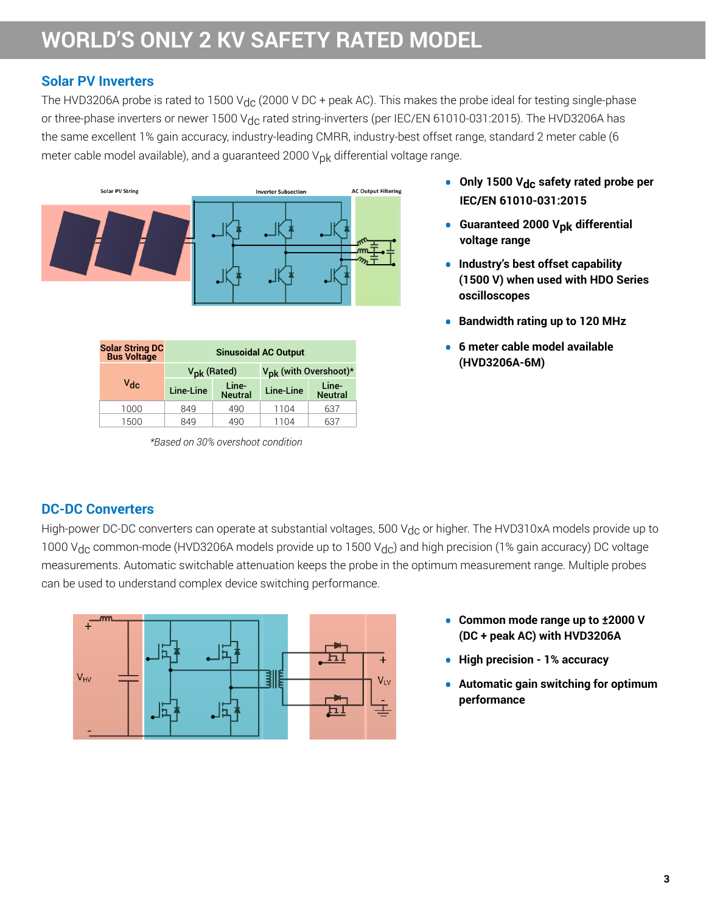# WORLD'S ONLY 2 KV SAFETY RATED MODEL

## Solar PV Inverters

The HVD3206A probe is rated to 1500 $V_{dc}$ (2000 V DC + peak AC). This makes the probe ideal for testing single-phase or three-phase inverters or newer 1500 $V_{dc}$ rated string-inverters (per IEC/EN 61010-031:2015). The HVD3206A has the same excellent 1% gain accuracy, industry-leading CMRR, industry-best offset range, standard 2 meter cable (6 meter cable model available), and a guaranteed 2000 $V_{pk}$ differential voltage range.

- **Only 1500 $V_{dc}$ safety rated probe per IEC/EN 61010-031:2015**
- **Guaranteed 2000 $V_{pk}$ differential voltage range**
- **Industry's best offset capability (1500 V) when used with HDO Series oscilloscopes**
- **Bandwidth rating up to 120 MHz**
- **6 meter cable model available (HVD3206A-6M)**

| Solar String DC Bus Voltage | Sinusoidal AC Output | | | |
|---|---|---|---|---|
| | $V_{pk}$ (Rated) | | $V_{pk}$ (with Overshoot)* | |
| $V_{dc}$ | Line-Line | Line-Neutral | Line-Line | Line-Neutral |
| 1000 | 849 | 490 | 1104 | 637 |
| 1500 | 849 | 490 | 1104 | 637 |

*Based on 30% overshoot condition*

## DC-DC Converters

High-power DC-DC converters can operate at substantial voltages, 500 $V_{dc}$ or higher. The HVD310xA models provide up to 1000 $V_{dc}$ common-mode (HVD3206A models provide up to 1500 $V_{dc}$) and high precision (1% gain accuracy) DC voltage measurements. Automatic switchable attenuation keeps the probe in the optimum measurement range. Multiple probes can be used to understand complex device switching performance.

- **Common mode range up to ±2000 V (DC + peak AC) with HVD3206A**
- **High precision - 1% accuracy**
- **Automatic gain switching for optimum performance**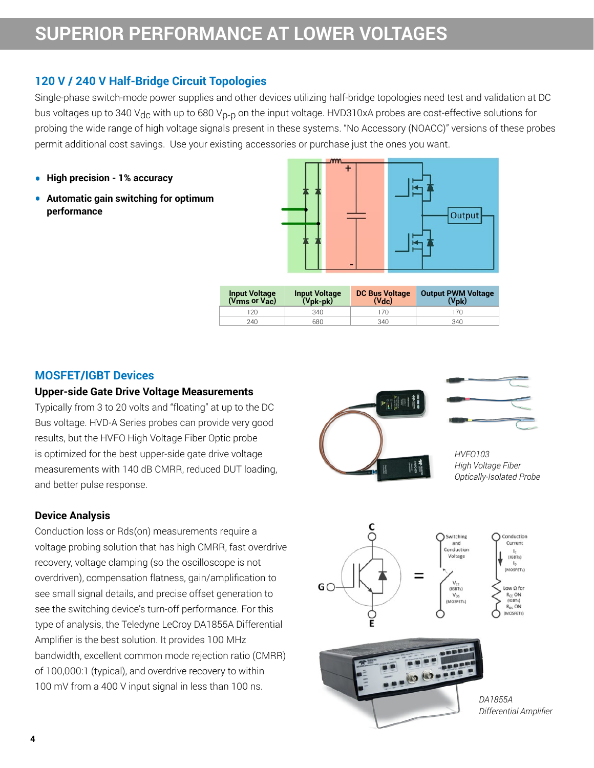# SUPERIOR PERFORMANCE AT LOWER VOLTAGES

## 120 V / 240 V Half-Bridge Circuit Topologies

Single-phase switch-mode power supplies and other devices utilizing half-bridge topologies need test and validation at DC bus voltages up to 340 $V_{dc}$ with up to 680 $V_{p\text{-}p}$ on the input voltage. HVD310xA probes are cost-effective solutions for probing the wide range of high voltage signals present in these systems. "No Accessory (NOACC)" versions of these probes permit additional cost savings. Use your existing accessories or purchase just the ones you want.

- **High precision - 1% accuracy**
- **Automatic gain switching for optimum performance**

| Input Voltage (Vrms or Vac) | Input Voltage (Vpk-pk) | DC Bus Voltage (Vdc) | Output PWM Voltage (Vpk) |
|---|---|---|---|
| 120 | 340 | 170 | 170 |
| 240 | 680 | 340 | 340 |

## MOSFET/IGBT Devices

### Upper-side Gate Drive Voltage Measurements

Typically from 3 to 20 volts and "floating" at up to the DC Bus voltage. HVD-A Series probes can provide very good results, but the HVFO High Voltage Fiber Optic probe is optimized for the best upper-side gate drive voltage measurements with 140 dB CMRR, reduced DUT loading, and better pulse response.

*HVFO103*
*High Voltage Fiber Optically-Isolated Probe*

### Device Analysis

Conduction loss or Rds(on) measurements require a voltage probing solution that has high CMRR, fast overdrive recovery, voltage clamping (so the oscilloscope is not overdriven), compensation flatness, gain/amplification to see small signal details, and precise offset generation to see the switching device's turn-off performance. For this type of analysis, the Teledyne LeCroy DA1855A Differential Amplifier is the best solution. It provides 100 MHz bandwidth, excellent common mode rejection ratio (CMRR) of 100,000:1 (typical), and overdrive recovery to within 100 mV from a 400 V input signal in less than 100 ns.

*DA1855A*
*Differential Amplifier*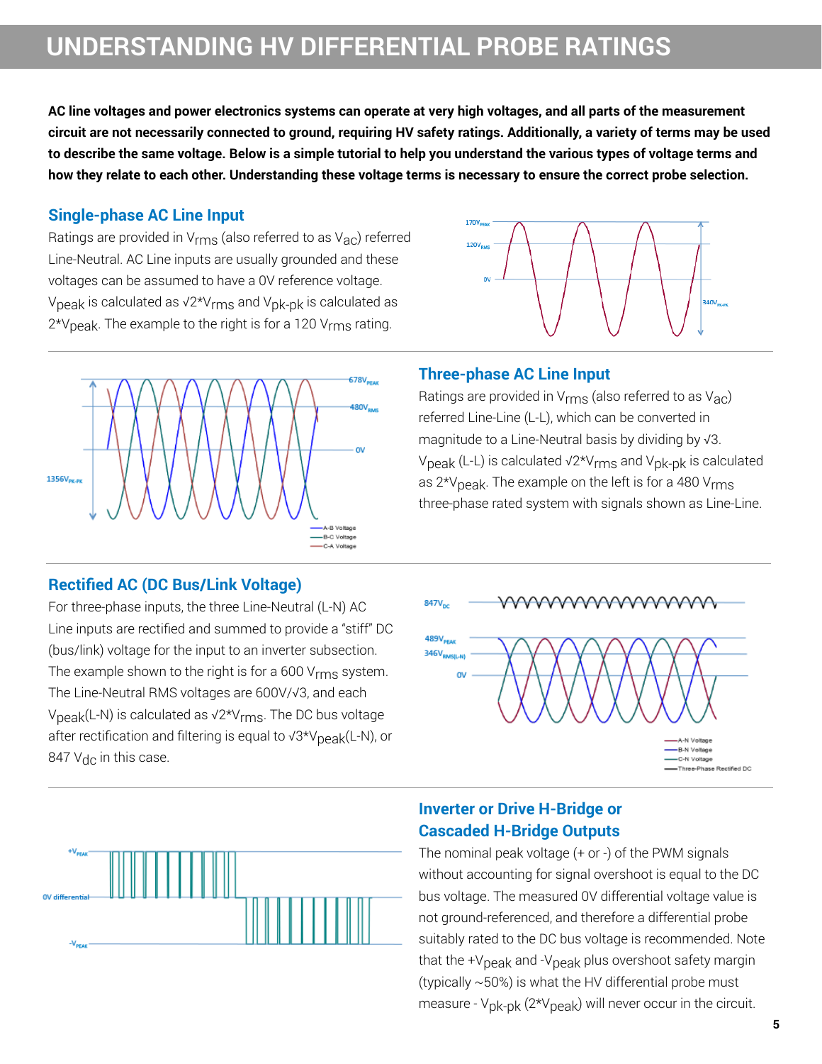# UNDERSTANDING HV DIFFERENTIAL PROBE RATINGS

**AC line voltages and power electronics systems can operate at very high voltages, and all parts of the measurement circuit are not necessarily connected to ground, requiring HV safety ratings. Additionally, a variety of terms may be used to describe the same voltage. Below is a simple tutorial to help you understand the various types of voltage terms and how they relate to each other. Understanding these voltage terms is necessary to ensure the correct probe selection.**

## Single-phase AC Line Input

Ratings are provided in $V_{rms}$ (also referred to as $V_{ac}$) referred Line-Neutral. AC Line inputs are usually grounded and these voltages can be assumed to have a 0V reference voltage. $V_{peak}$ is calculated as $\sqrt{2}*V_{rms}$ and $V_{pk\text{-}pk}$ is calculated as $2*V_{peak}$. The example to the right is for a 120 $V_{rms}$ rating.

## Three-phase AC Line Input

Ratings are provided in $V_{rms}$ (also referred to as $V_{ac}$) referred Line-Line (L-L), which can be converted in magnitude to a Line-Neutral basis by dividing by $\sqrt{3}$. $V_{peak}$ (L-L) is calculated $\sqrt{2}*V_{rms}$ and $V_{pk\text{-}pk}$ is calculated as $2*V_{peak}$. The example on the left is for a 480 $V_{rms}$ three-phase rated system with signals shown as Line-Line.

## Rectified AC (DC Bus/Link Voltage)

For three-phase inputs, the three Line-Neutral (L-N) AC Line inputs are rectified and summed to provide a "stiff" DC (bus/link) voltage for the input to an inverter subsection. The example shown to the right is for a 600 $V_{rms}$ system. The Line-Neutral RMS voltages are $600V/\sqrt{3}$, and each $V_{peak}$(L-N) is calculated as $\sqrt{2}*V_{rms}$. The DC bus voltage after rectification and filtering is equal to $\sqrt{3}*V_{peak}$(L-N), or 847 $V_{dc}$ in this case.

## Inverter or Drive H-Bridge or Cascaded H-Bridge Outputs

The nominal peak voltage (+ or -) of the PWM signals without accounting for signal overshoot is equal to the DC bus voltage. The measured 0V differential voltage value is not ground-referenced, and therefore a differential probe suitably rated to the DC bus voltage is recommended. Note that the $+V_{peak}$ and $-V_{peak}$ plus overshoot safety margin (typically ~50%) is what the HV differential probe must measure - $V_{pk\text{-}pk}$ ($2*V_{peak}$) will never occur in the circuit.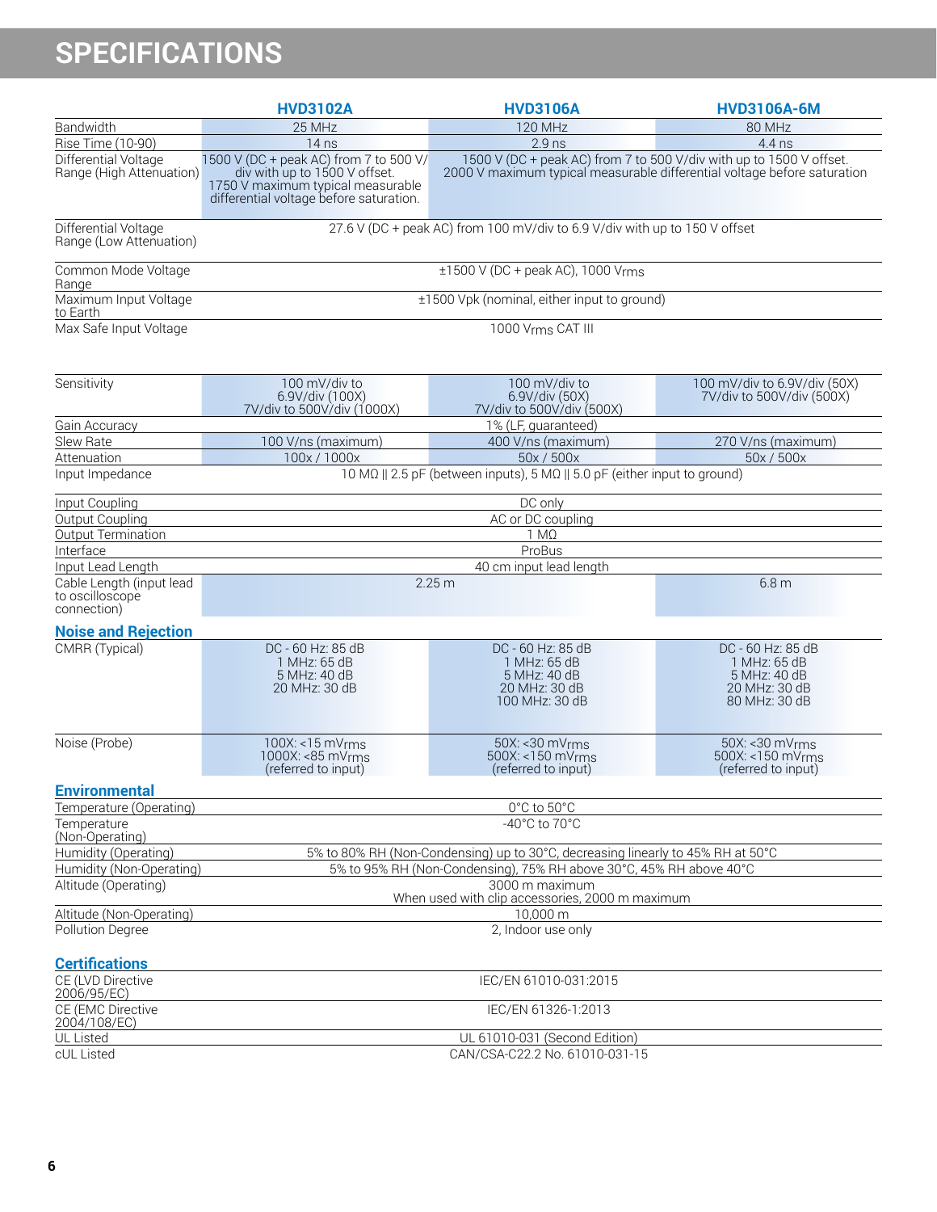# SPECIFICATIONS

| | HVD3102A | HVD3106A | HVD3106A-6M |
|---|---|---|---|
| Bandwidth | 25 MHz | 120 MHz | 80 MHz |
| Rise Time (10-90) | 14 ns | 2.9 ns | 4.4 ns |
| Differential Voltage Range (High Attenuation) | 1500 V (DC + peak AC) from 7 to 500 V/div with up to 1500 V offset. 1750 V maximum typical measurable differential voltage before saturation. | 1500 V (DC + peak AC) from 7 to 500 V/div with up to 1500 V offset. 2000 V maximum typical measurable differential voltage before saturation | |
| Differential Voltage Range (Low Attenuation) | 27.6 V (DC + peak AC) from 100 mV/div to 6.9 V/div with up to 150 V offset | | |
| Common Mode Voltage Range | ±1500 V (DC + peak AC), 1000 $V_{rms}$ | | |
| Maximum Input Voltage to Earth | ±1500 Vpk (nominal, either input to ground) | | |
| Max Safe Input Voltage | 1000 $V_{rms}$ CAT III | | |
| Sensitivity | 100 mV/div to 6.9V/div (100X) 7V/div to 500V/div (1000X) | 100 mV/div to 6.9V/div (50X) 7V/div to 500V/div (500X) | 100 mV/div to 6.9V/div (50X) 7V/div to 500V/div (500X) |
| Gain Accuracy | 1% (LF, guaranteed) | | |
| Slew Rate | 100 V/ns (maximum) | 400 V/ns (maximum) | 270 V/ns (maximum) |
| Attenuation | 100x / 1000x | 50x / 500x | 50x / 500x |
| Input Impedance | 10 MΩ \|\| 2.5 pF (between inputs), 5 MΩ \|\| 5.0 pF (either input to ground) | | |
| Input Coupling | DC only | | |
| Output Coupling | AC or DC coupling | | |
| Output Termination | 1 MΩ | | |
| Interface | ProBus | | |
| Input Lead Length | 40 cm input lead length | | |
| Cable Length (input lead to oscilloscope connection) | 2.25 m | 2.25 m | 6.8 m |

## Noise and Rejection

| | HVD3102A | HVD3106A | HVD3106A-6M |
|---|---|---|---|
| CMRR (Typical) | DC - 60 Hz: 85 dB<br>1 MHz: 65 dB<br>5 MHz: 40 dB<br>20 MHz: 30 dB | DC - 60 Hz: 85 dB<br>1 MHz: 65 dB<br>5 MHz: 40 dB<br>20 MHz: 30 dB<br>100 MHz: 30 dB | DC - 60 Hz: 85 dB<br>1 MHz: 65 dB<br>5 MHz: 40 dB<br>20 MHz: 30 dB<br>80 MHz: 30 dB |
| Noise (Probe) | 100X: <15 $mV_{rms}$<br>1000X: <85 $mV_{rms}$<br>(referred to input) | 50X: <30 $mV_{rms}$<br>500X: <150 $mV_{rms}$<br>(referred to input) | 50X: <30 $mV_{rms}$<br>500X: <150 $mV_{rms}$<br>(referred to input) |

## Environmental

| | |
|---|---|
| Temperature (Operating) | 0°C to 50°C |
| Temperature (Non-Operating) | -40°C to 70°C |
| Humidity (Operating) | 5% to 80% RH (Non-Condensing) up to 30°C, decreasing linearly to 45% RH at 50°C |
| Humidity (Non-Operating) | 5% to 95% RH (Non-Condensing), 75% RH above 30°C, 45% RH above 40°C |
| Altitude (Operating) | 3000 m maximum<br>When used with clip accessories, 2000 m maximum |
| Altitude (Non-Operating) | 10,000 m |
| Pollution Degree | 2, Indoor use only |

## Certifications

| | |
|---|---|
| CE (LVD Directive 2006/95/EC) | IEC/EN 61010-031:2015 |
| CE (EMC Directive 2004/108/EC) | IEC/EN 61326-1:2013 |
| UL Listed | UL 61010-031 (Second Edition) |
| cUL Listed | CAN/CSA-C22.2 No. 61010-031-15 |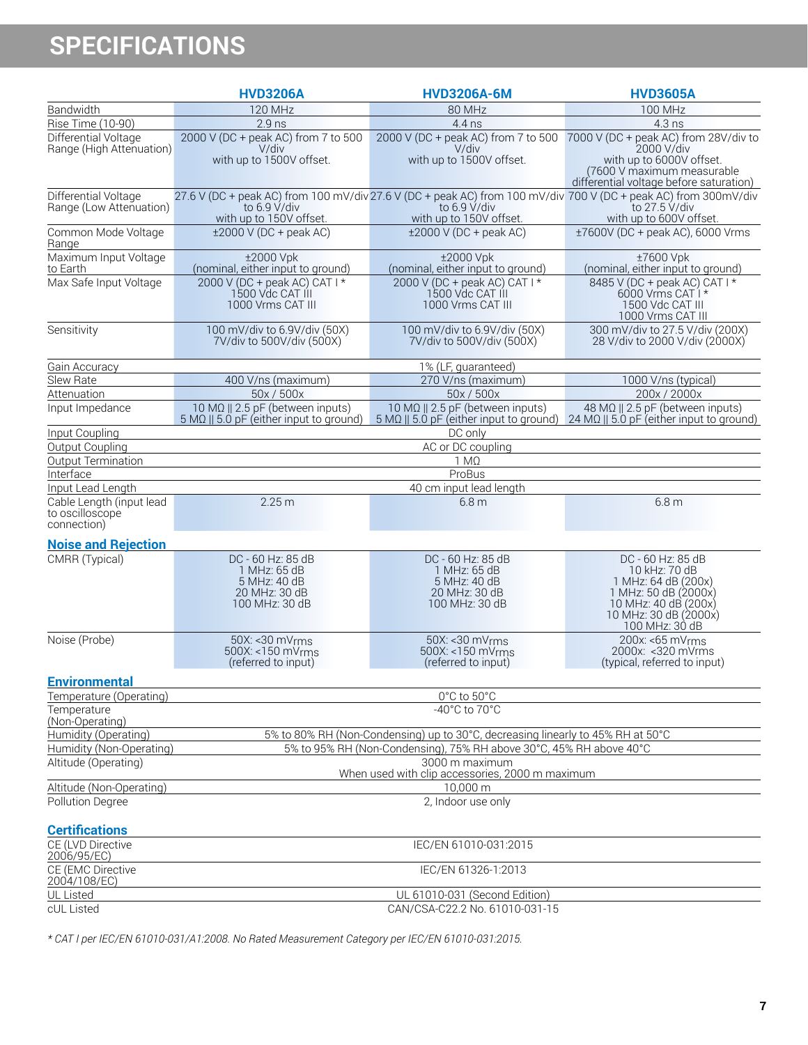# SPECIFICATIONS

| | HVD3206A | HVD3206A-6M | HVD3605A |
|---|---|---|---|
| Bandwidth | 120 MHz | 80 MHz | 100 MHz |
| Rise Time (10-90) | 2.9 ns | 4.4 ns | 4.3 ns |
| Differential Voltage Range (High Attenuation) | 2000 V (DC + peak AC) from 7 to 500 V/div with up to 1500V offset. | 2000 V (DC + peak AC) from 7 to 500 V/div with up to 1500V offset. | 7000 V (DC + peak AC) from 28V/div to 2000 V/div with up to 6000V offset. (7600 V maximum measurable differential voltage before saturation) |
| Differential Voltage Range (Low Attenuation) | 27.6 V (DC + peak AC) from 100 mV/div to 6.9 V/div with up to 150V offset. | 27.6 V (DC + peak AC) from 100 mV/div to 6.9 V/div with up to 150V offset. | 700 V (DC + peak AC) from 300mV/div to 27.5 V/div with up to 600V offset. |
| Common Mode Voltage Range | ±2000 V (DC + peak AC) | ±2000 V (DC + peak AC) | ±7600V (DC + peak AC), 6000 Vrms |
| Maximum Input Voltage to Earth | ±2000 Vpk (nominal, either input to ground) | ±2000 Vpk (nominal, either input to ground) | ±7600 Vpk (nominal, either input to ground) |
| Max Safe Input Voltage | 2000 V (DC + peak AC) CAT I * 1500 Vdc CAT III 1000 Vrms CAT III | 2000 V (DC + peak AC) CAT I * 1500 Vdc CAT III 1000 Vrms CAT III | 8485 V (DC + peak AC) CAT I * 6000 Vrms CAT I * 1500 Vdc CAT III 1000 Vrms CAT III |
| Sensitivity | 100 mV/div to 6.9V/div (50X) 7V/div to 500V/div (500X) | 100 mV/div to 6.9V/div (50X) 7V/div to 500V/div (500X) | 300 mV/div to 27.5 V/div (200X) 28 V/div to 2000 V/div (2000X) |
| Gain Accuracy | 1% (LF, guaranteed) | | |
| Slew Rate | 400 V/ns (maximum) | 270 V/ns (maximum) | 1000 V/ns (typical) |
| Attenuation | 50x / 500x | 50x / 500x | 200x / 2000x |
| Input Impedance | 10 MΩ \|\| 2.5 pF (between inputs) 5 MΩ \|\| 5.0 pF (either input to ground) | 10 MΩ \|\| 2.5 pF (between inputs) 5 MΩ \|\| 5.0 pF (either input to ground) | 48 MΩ \|\| 2.5 pF (between inputs) 24 MΩ \|\| 5.0 pF (either input to ground) |
| Input Coupling | DC only | | |
| Output Coupling | AC or DC coupling | | |
| Output Termination | 1 MΩ | | |
| Interface | ProBus | | |
| Input Lead Length | 40 cm input lead length | | |
| Cable Length (input lead to oscilloscope connection) | 2.25 m | 6.8 m | 6.8 m |

## Noise and Rejection

| | HVD3206A | HVD3206A-6M | HVD3605A |
|---|---|---|---|
| CMRR (Typical) | DC - 60 Hz: 85 dB 1 MHz: 65 dB 5 MHz: 40 dB 20 MHz: 30 dB 100 MHz: 30 dB | DC - 60 Hz: 85 dB 1 MHz: 65 dB 5 MHz: 40 dB 20 MHz: 30 dB 100 MHz: 30 dB | DC - 60 Hz: 85 dB 10 kHz: 70 dB 1 MHz: 64 dB (200x) 1 MHz: 50 dB (2000x) 10 MHz: 40 dB (200x) 10 MHz: 30 dB (2000x) 100 MHz: 30 dB |
| Noise (Probe) | 50X: <30 mVrms 500X: <150 mVrms (referred to input) | 50X: <30 mVrms 500X: <150 mVrms (referred to input) | 200x: <65 mVrms 2000x: <320 mVrms (typical, referred to input) |

## Environmental

| | |
|---|---|
| Temperature (Operating) | 0°C to 50°C |
| Temperature (Non-Operating) | -40°C to 70°C |
| Humidity (Operating) | 5% to 80% RH (Non-Condensing) up to 30°C, decreasing linearly to 45% RH at 50°C |
| Humidity (Non-Operating) | 5% to 95% RH (Non-Condensing), 75% RH above 30°C, 45% RH above 40°C |
| Altitude (Operating) | 3000 m maximum When used with clip accessories, 2000 m maximum |
| Altitude (Non-Operating) | 10,000 m |
| Pollution Degree | 2, Indoor use only |

## Certifications

| | |
|---|---|
| CE (LVD Directive 2006/95/EC) | IEC/EN 61010-031:2015 |
| CE (EMC Directive 2004/108/EC) | IEC/EN 61326-1:2013 |
| UL Listed | UL 61010-031 (Second Edition) |
| cUL Listed | CAN/CSA-C22.2 No. 61010-031-15 |

*\* CAT I per IEC/EN 61010-031/A1:2008. No Rated Measurement Category per IEC/EN 61010-031:2015.*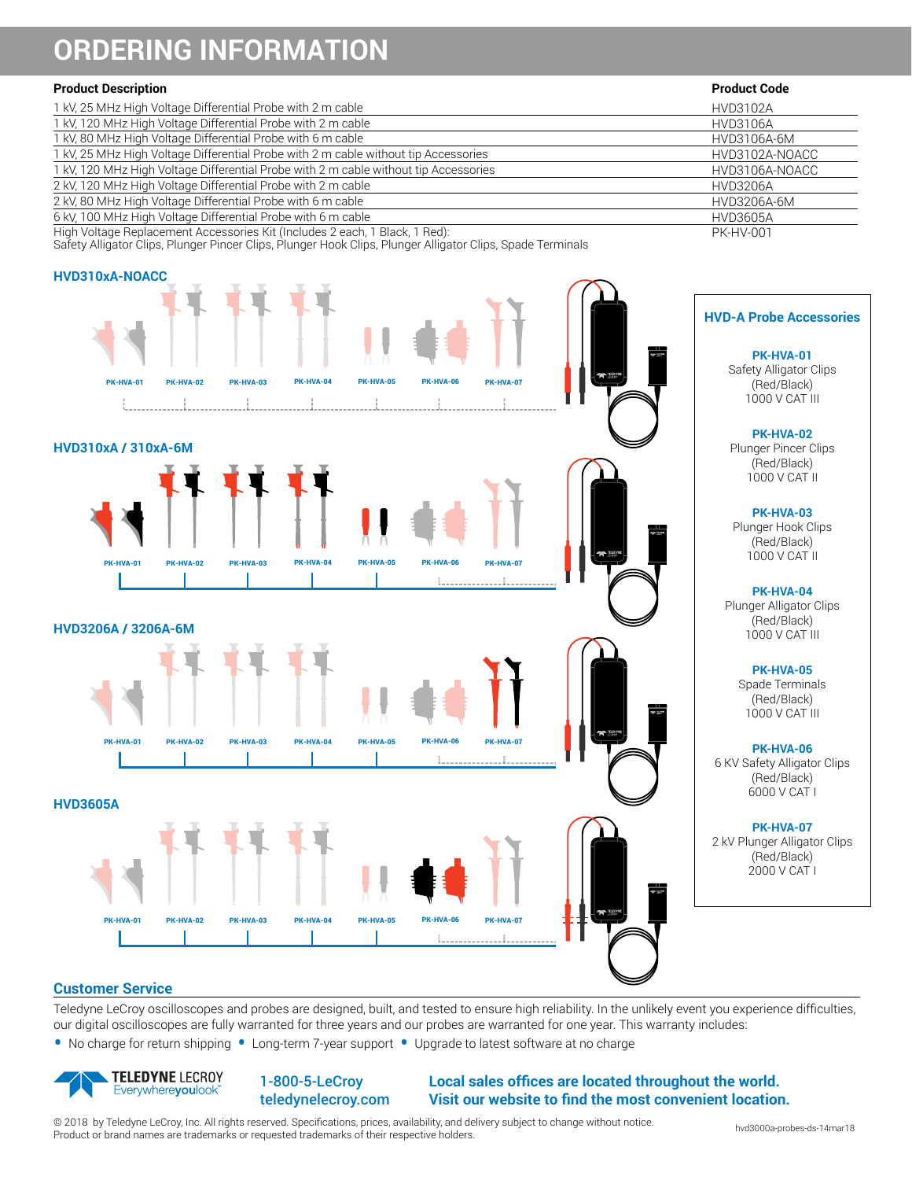# ORDERING INFORMATION

| Product Description | Product Code |
|---|---|
| 1 kV, 25 MHz High Voltage Differential Probe with 2 m cable | HVD3102A |
| 1 kV, 120 MHz High Voltage Differential Probe with 2 m cable | HVD3106A |
| 1 kV, 80 MHz High Voltage Differential Probe with 6 m cable | HVD3106A-6M |
| 1 kV, 25 MHz High Voltage Differential Probe with 2 m cable without tip Accessories | HVD3102A-NOACC |
| 1 kV, 120 MHz High Voltage Differential Probe with 2 m cable without tip Accessories | HVD3106A-NOACC |
| 2 kV, 120 MHz High Voltage Differential Probe with 2 m cable | HVD3206A |
| 2 kV, 80 MHz High Voltage Differential Probe with 6 m cable | HVD3206A-6M |
| 6 kV, 100 MHz High Voltage Differential Probe with 6 m cable | HVD3605A |
| High Voltage Replacement Accessories Kit (Includes 2 each, 1 Black, 1 Red): Safety Alligator Clips, Plunger Pincer Clips, Plunger Hook Clips, Plunger Alligator Clips, Spade Terminals | PK-HV-001 |

HVD310xA-NOACC

PK-HVA-01 PK-HVA-02 PK-HVA-03 PK-HVA-04 PK-HVA-05 PK-HVA-06 PK-HVA-07

HVD310xA / 310xA-6M

PK-HVA-01 PK-HVA-02 PK-HVA-03 PK-HVA-04 PK-HVA-05 PK-HVA-06 PK-HVA-07

HVD3206A / 3206A-6M

PK-HVA-01 PK-HVA-02 PK-HVA-03 PK-HVA-04 PK-HVA-05 PK-HVA-06 PK-HVA-07

HVD3605A

PK-HVA-01 PK-HVA-02 PK-HVA-03 PK-HVA-04 PK-HVA-05 PK-HVA-06 PK-HVA-07

### HVD-A Probe Accessories

**PK-HVA-01**
Safety Alligator Clips
(Red/Black)
1000 V CAT III

**PK-HVA-02**
Plunger Pincer Clips
(Red/Black)
1000 V CAT II

**PK-HVA-03**
Plunger Hook Clips
(Red/Black)
1000 V CAT II

**PK-HVA-04**
Plunger Alligator Clips
(Red/Black)
1000 V CAT III

**PK-HVA-05**
Spade Terminals
(Red/Black)
1000 V CAT III

**PK-HVA-06**
6 KV Safety Alligator Clips
(Red/Black)
6000 V CAT I

**PK-HVA-07**
2 kV Plunger Alligator Clips
(Red/Black)
2000 V CAT I

## Customer Service

Teledyne LeCroy oscilloscopes and probes are designed, built, and tested to ensure high reliability. In the unlikely event you experience difficulties, our digital oscilloscopes are fully warranted for three years and our probes are warranted for one year. This warranty includes:

- No charge for return shipping
- Long-term 7-year support
- Upgrade to latest software at no charge

TELEDYNE LECROY
Everywhereyoulook™

1-800-5-LeCroy
teledynelecroy.com

**Local sales offices are located throughout the world.**
**Visit our website to find the most convenient location.**

© 2018 by Teledyne LeCroy, Inc. All rights reserved. Specifications, prices, availability, and delivery subject to change without notice. Product or brand names are trademarks or requested trademarks of their respective holders.

hvd3000a-probes-ds-14mar18